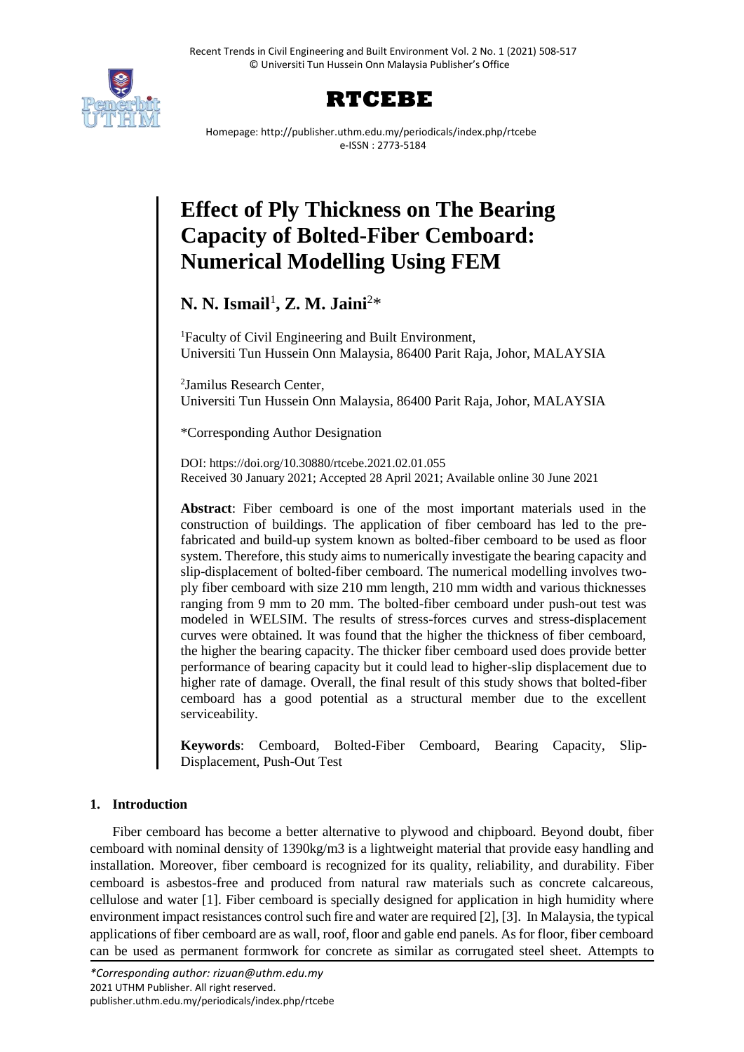# Effect of Ply Thickness on The Bearing Capacity of Bolted-Fiber Cemboard: Numerical Modelling Using FEM

**N. N. Ismail**[1]**, Z. M. Jaini**[2]*

[1]Faculty of Civil Engineering and Built Environment, Universiti Tun Hussein Onn Malaysia, 86400 Parit Raja, Johor, MALAYSIA

[2]Jamilus Research Center, Universiti Tun Hussein Onn Malaysia, 86400 Parit Raja, Johor, MALAYSIA

*Corresponding Author Designation

DOI: https://doi.org/10.30880/rtcebe.2021.02.01.055
Received 30 January 2021; Accepted 28 April 2021; Available online 30 June 2021

**Abstract**: Fiber cemboard is one of the most important materials used in the construction of buildings. The application of fiber cemboard has led to the pre-fabricated and build-up system known as bolted-fiber cemboard to be used as floor system. Therefore, this study aims to numerically investigate the bearing capacity and slip-displacement of bolted-fiber cemboard. The numerical modelling involves two-ply fiber cemboard with size 210 mm length, 210 mm width and various thicknesses ranging from 9 mm to 20 mm. The bolted-fiber cemboard under push-out test was modeled in WELSIM. The results of stress-forces curves and stress-displacement curves were obtained. It was found that the higher the thickness of fiber cemboard, the higher the bearing capacity. The thicker fiber cemboard used does provide better performance of bearing capacity but it could lead to higher-slip displacement due to higher rate of damage. Overall, the final result of this study shows that bolted-fiber cemboard has a good potential as a structural member due to the excellent serviceability.

**Keywords**: Cemboard, Bolted-Fiber Cemboard, Bearing Capacity, Slip-Displacement, Push-Out Test

## 1. Introduction

Fiber cemboard has become a better alternative to plywood and chipboard. Beyond doubt, fiber cemboard with nominal density of 1390kg/m3 is a lightweight material that provide easy handling and installation. Moreover, fiber cemboard is recognized for its quality, reliability, and durability. Fiber cemboard is asbestos-free and produced from natural raw materials such as concrete calcareous, cellulose and water [1]. Fiber cemboard is specially designed for application in high humidity where environment impact resistances control such fire and water are required [2], [3]. In Malaysia, the typical applications of fiber cemboard are as wall, roof, floor and gable end panels. As for floor, fiber cemboard can be used as permanent formwork for concrete as similar as corrugated steel sheet. Attempts to

*Corresponding author: rizuan@uthm.edu.my*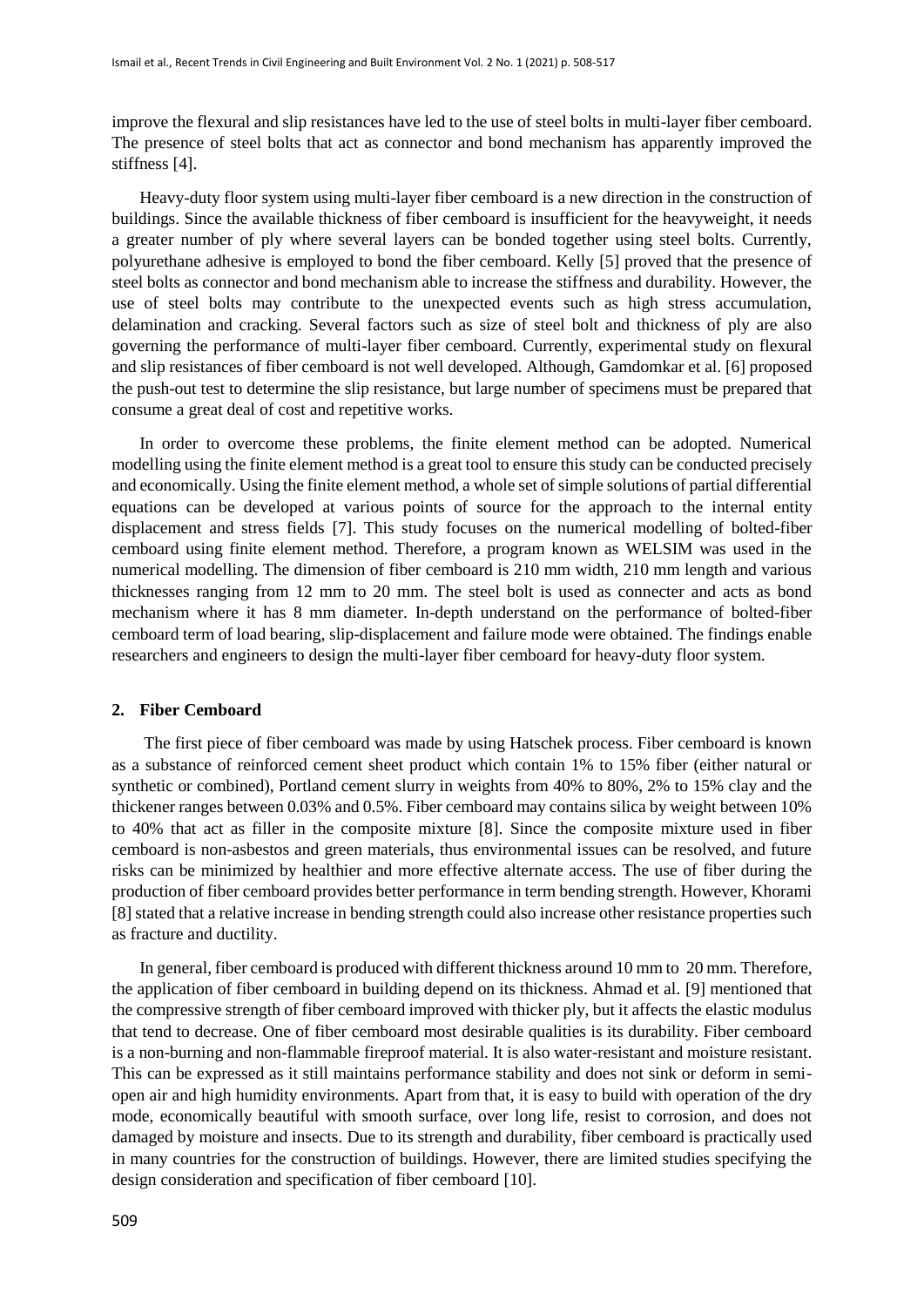improve the flexural and slip resistances have led to the use of steel bolts in multi-layer fiber cemboard. The presence of steel bolts that act as connector and bond mechanism has apparently improved the stiffness [4].

Heavy-duty floor system using multi-layer fiber cemboard is a new direction in the construction of buildings. Since the available thickness of fiber cemboard is insufficient for the heavyweight, it needs a greater number of ply where several layers can be bonded together using steel bolts. Currently, polyurethane adhesive is employed to bond the fiber cemboard. Kelly [5] proved that the presence of steel bolts as connector and bond mechanism able to increase the stiffness and durability. However, the use of steel bolts may contribute to the unexpected events such as high stress accumulation, delamination and cracking. Several factors such as size of steel bolt and thickness of ply are also governing the performance of multi-layer fiber cemboard. Currently, experimental study on flexural and slip resistances of fiber cemboard is not well developed. Although, Gamdomkar et al. [6] proposed the push-out test to determine the slip resistance, but large number of specimens must be prepared that consume a great deal of cost and repetitive works.

In order to overcome these problems, the finite element method can be adopted. Numerical modelling using the finite element method is a great tool to ensure this study can be conducted precisely and economically. Using the finite element method, a whole set of simple solutions of partial differential equations can be developed at various points of source for the approach to the internal entity displacement and stress fields [7]. This study focuses on the numerical modelling of bolted-fiber cemboard using finite element method. Therefore, a program known as WELSIM was used in the numerical modelling. The dimension of fiber cemboard is 210 mm width, 210 mm length and various thicknesses ranging from 12 mm to 20 mm. The steel bolt is used as connecter and acts as bond mechanism where it has 8 mm diameter. In-depth understand on the performance of bolted-fiber cemboard term of load bearing, slip-displacement and failure mode were obtained. The findings enable researchers and engineers to design the multi-layer fiber cemboard for heavy-duty floor system.

## 2. Fiber Cemboard

The first piece of fiber cemboard was made by using Hatschek process. Fiber cemboard is known as a substance of reinforced cement sheet product which contain 1% to 15% fiber (either natural or synthetic or combined), Portland cement slurry in weights from 40% to 80%, 2% to 15% clay and the thickener ranges between 0.03% and 0.5%. Fiber cemboard may contains silica by weight between 10% to 40% that act as filler in the composite mixture [8]. Since the composite mixture used in fiber cemboard is non-asbestos and green materials, thus environmental issues can be resolved, and future risks can be minimized by healthier and more effective alternate access. The use of fiber during the production of fiber cemboard provides better performance in term bending strength. However, Khorami [8] stated that a relative increase in bending strength could also increase other resistance properties such as fracture and ductility.

In general, fiber cemboard is produced with different thickness around 10 mm to 20 mm. Therefore, the application of fiber cemboard in building depend on its thickness. Ahmad et al. [9] mentioned that the compressive strength of fiber cemboard improved with thicker ply, but it affects the elastic modulus that tend to decrease. One of fiber cemboard most desirable qualities is its durability. Fiber cemboard is a non-burning and non-flammable fireproof material. It is also water-resistant and moisture resistant. This can be expressed as it still maintains performance stability and does not sink or deform in semi-open air and high humidity environments. Apart from that, it is easy to build with operation of the dry mode, economically beautiful with smooth surface, over long life, resist to corrosion, and does not damaged by moisture and insects. Due to its strength and durability, fiber cemboard is practically used in many countries for the construction of buildings. However, there are limited studies specifying the design consideration and specification of fiber cemboard [10].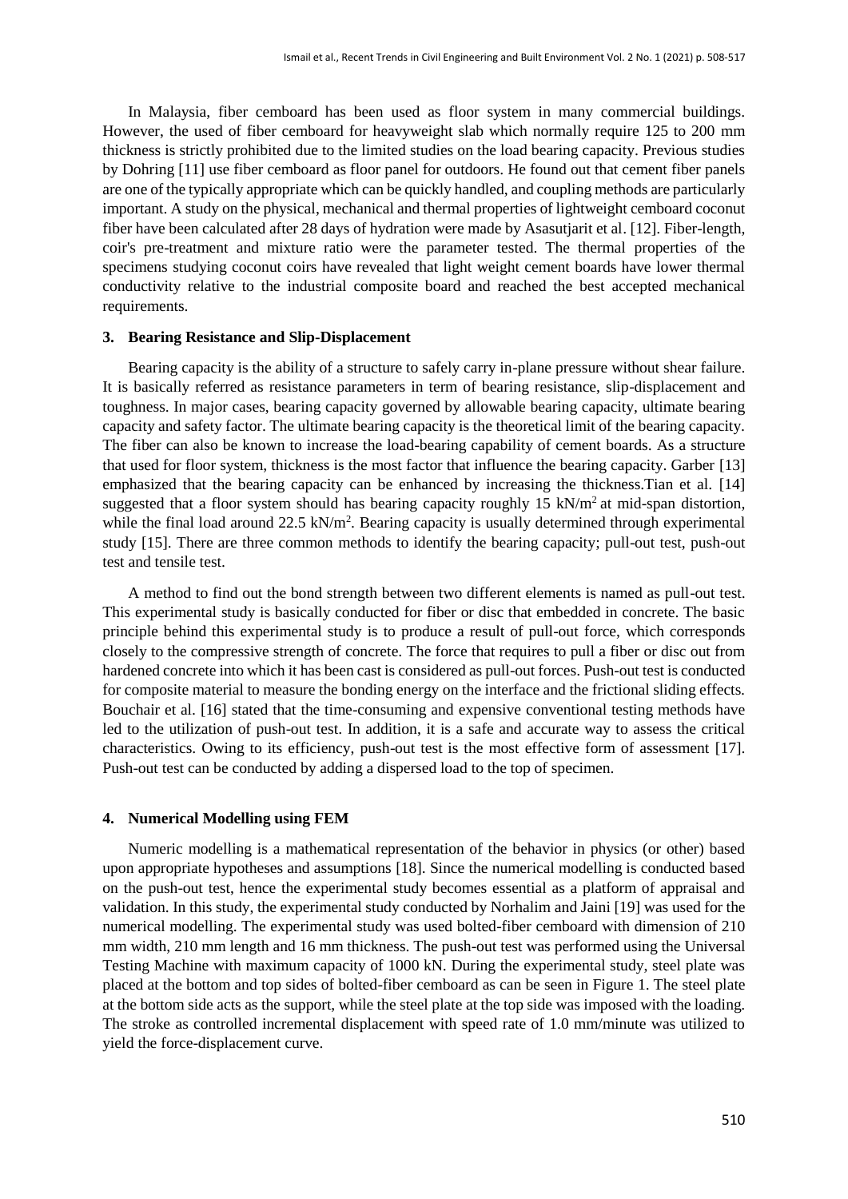In Malaysia, fiber cemboard has been used as floor system in many commercial buildings. However, the used of fiber cemboard for heavyweight slab which normally require 125 to 200 mm thickness is strictly prohibited due to the limited studies on the load bearing capacity. Previous studies by Dohring [11] use fiber cemboard as floor panel for outdoors. He found out that cement fiber panels are one of the typically appropriate which can be quickly handled, and coupling methods are particularly important. A study on the physical, mechanical and thermal properties of lightweight cemboard coconut fiber have been calculated after 28 days of hydration were made by Asasutjarit et al. [12]. Fiber-length, coir's pre-treatment and mixture ratio were the parameter tested. The thermal properties of the specimens studying coconut coirs have revealed that light weight cement boards have lower thermal conductivity relative to the industrial composite board and reached the best accepted mechanical requirements.

## 3. Bearing Resistance and Slip-Displacement

Bearing capacity is the ability of a structure to safely carry in-plane pressure without shear failure. It is basically referred as resistance parameters in term of bearing resistance, slip-displacement and toughness. In major cases, bearing capacity governed by allowable bearing capacity, ultimate bearing capacity and safety factor. The ultimate bearing capacity is the theoretical limit of the bearing capacity. The fiber can also be known to increase the load-bearing capability of cement boards. As a structure that used for floor system, thickness is the most factor that influence the bearing capacity. Garber [13] emphasized that the bearing capacity can be enhanced by increasing the thickness.Tian et al. [14] suggested that a floor system should has bearing capacity roughly 15 $kN/m^2$ at mid-span distortion, while the final load around 22.5 $kN/m^2$. Bearing capacity is usually determined through experimental study [15]. There are three common methods to identify the bearing capacity; pull-out test, push-out test and tensile test.

A method to find out the bond strength between two different elements is named as pull-out test. This experimental study is basically conducted for fiber or disc that embedded in concrete. The basic principle behind this experimental study is to produce a result of pull-out force, which corresponds closely to the compressive strength of concrete. The force that requires to pull a fiber or disc out from hardened concrete into which it has been cast is considered as pull-out forces. Push-out test is conducted for composite material to measure the bonding energy on the interface and the frictional sliding effects. Bouchair et al. [16] stated that the time-consuming and expensive conventional testing methods have led to the utilization of push-out test. In addition, it is a safe and accurate way to assess the critical characteristics. Owing to its efficiency, push-out test is the most effective form of assessment [17]. Push-out test can be conducted by adding a dispersed load to the top of specimen.

## 4. Numerical Modelling using FEM

Numeric modelling is a mathematical representation of the behavior in physics (or other) based upon appropriate hypotheses and assumptions [18]. Since the numerical modelling is conducted based on the push-out test, hence the experimental study becomes essential as a platform of appraisal and validation. In this study, the experimental study conducted by Norhalim and Jaini [19] was used for the numerical modelling. The experimental study was used bolted-fiber cemboard with dimension of 210 mm width, 210 mm length and 16 mm thickness. The push-out test was performed using the Universal Testing Machine with maximum capacity of 1000 kN. During the experimental study, steel plate was placed at the bottom and top sides of bolted-fiber cemboard as can be seen in Figure 1. The steel plate at the bottom side acts as the support, while the steel plate at the top side was imposed with the loading. The stroke as controlled incremental displacement with speed rate of 1.0 mm/minute was utilized to yield the force-displacement curve.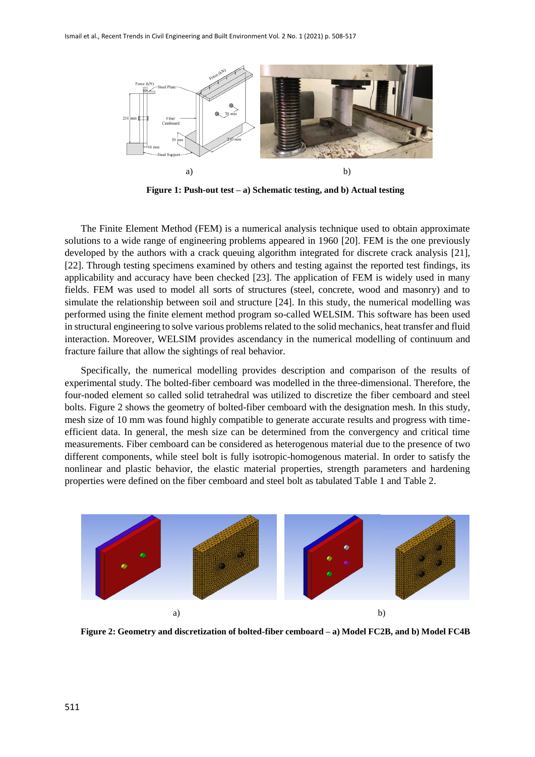a) b)

**Figure 1: Push-out test – a) Schematic testing, and b) Actual testing**

The Finite Element Method (FEM) is a numerical analysis technique used to obtain approximate solutions to a wide range of engineering problems appeared in 1960 [20]. FEM is the one previously developed by the authors with a crack queuing algorithm integrated for discrete crack analysis [21], [22]. Through testing specimens examined by others and testing against the reported test findings, its applicability and accuracy have been checked [23]. The application of FEM is widely used in many fields. FEM was used to model all sorts of structures (steel, concrete, wood and masonry) and to simulate the relationship between soil and structure [24]. In this study, the numerical modelling was performed using the finite element method program so-called WELSIM. This software has been used in structural engineering to solve various problems related to the solid mechanics, heat transfer and fluid interaction. Moreover, WELSIM provides ascendancy in the numerical modelling of continuum and fracture failure that allow the sightings of real behavior.

Specifically, the numerical modelling provides description and comparison of the results of experimental study. The bolted-fiber cemboard was modelled in the three-dimensional. Therefore, the four-noded element so called solid tetrahedral was utilized to discretize the fiber cemboard and steel bolts. Figure 2 shows the geometry of bolted-fiber cemboard with the designation mesh. In this study, mesh size of 10 mm was found highly compatible to generate accurate results and progress with time-efficient data. In general, the mesh size can be determined from the convergency and critical time measurements. Fiber cemboard can be considered as heterogenous material due to the presence of two different components, while steel bolt is fully isotropic-homogenous material. In order to satisfy the nonlinear and plastic behavior, the elastic material properties, strength parameters and hardening properties were defined on the fiber cemboard and steel bolt as tabulated Table 1 and Table 2.

a) b)

**Figure 2: Geometry and discretization of bolted-fiber cemboard – a) Model FC2B, and b) Model FC4B**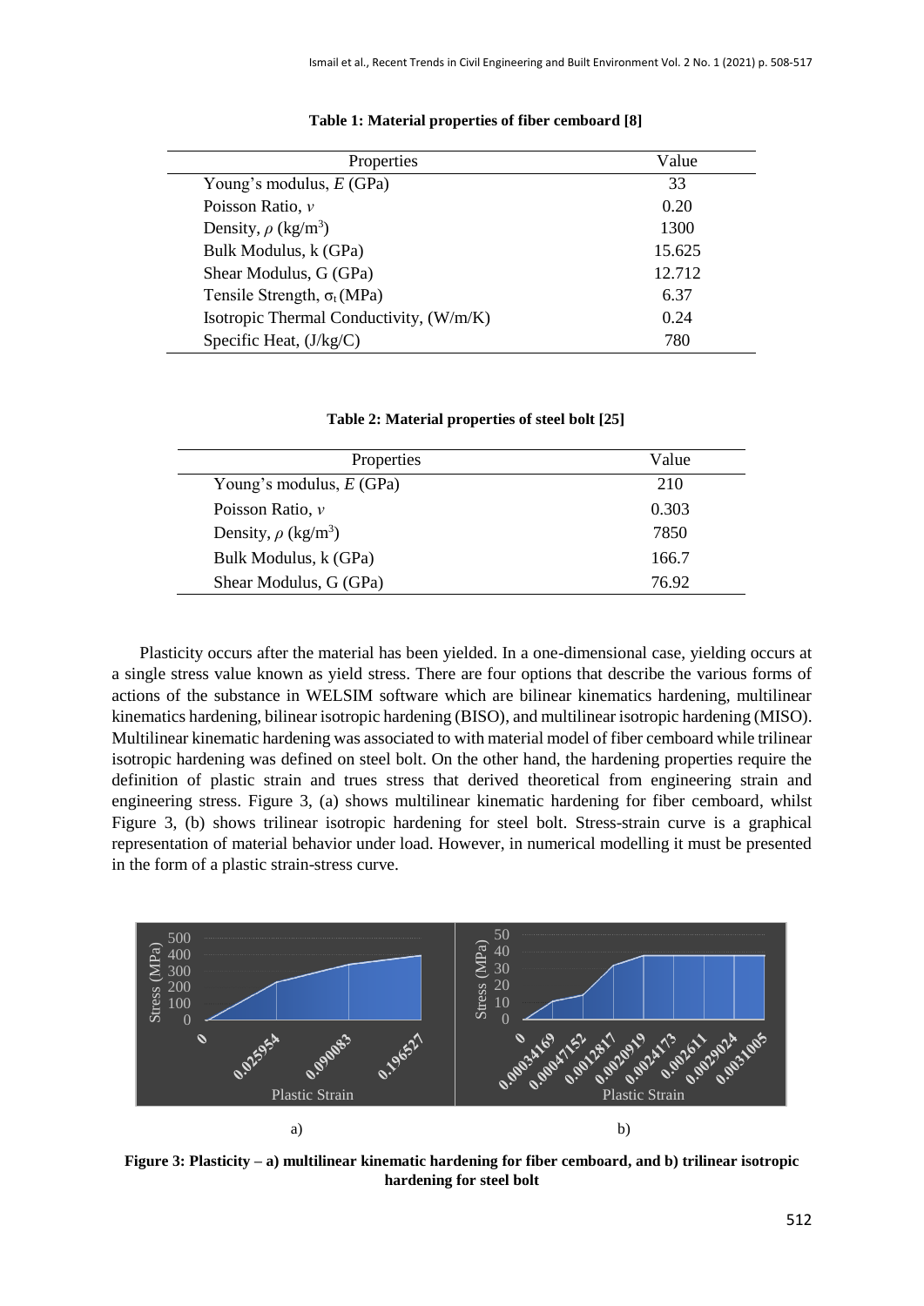**Table 1: Material properties of fiber cemboard [8]**

| Properties | Value |
|---|---|
| Young's modulus, $E$ (GPa) | 33 |
| Poisson Ratio, $v$ | 0.20 |
| Density, $\rho$ (kg/m$^3$) | 1300 |
| Bulk Modulus, k (GPa) | 15.625 |
| Shear Modulus, G (GPa) | 12.712 |
| Tensile Strength, $\sigma_t$ (MPa) | 6.37 |
| Isotropic Thermal Conductivity, (W/m/K) | 0.24 |
| Specific Heat, (J/kg/C) | 780 |

**Table 2: Material properties of steel bolt [25]**

| Properties | Value |
|---|---|
| Young's modulus, $E$ (GPa) | 210 |
| Poisson Ratio, $v$ | 0.303 |
| Density, $\rho$ (kg/m$^3$) | 7850 |
| Bulk Modulus, k (GPa) | 166.7 |
| Shear Modulus, G (GPa) | 76.92 |

Plasticity occurs after the material has been yielded. In a one-dimensional case, yielding occurs at a single stress value known as yield stress. There are four options that describe the various forms of actions of the substance in WELSIM software which are bilinear kinematics hardening, multilinear kinematics hardening, bilinear isotropic hardening (BISO), and multilinear isotropic hardening (MISO). Multilinear kinematic hardening was associated to with material model of fiber cemboard while trilinear isotropic hardening was defined on steel bolt. On the other hand, the hardening properties require the definition of plastic strain and trues stress that derived theoretical from engineering strain and engineering stress. Figure 3, (a) shows multilinear kinematic hardening for fiber cemboard, whilst Figure 3, (b) shows trilinear isotropic hardening for steel bolt. Stress-strain curve is a graphical representation of material behavior under load. However, in numerical modelling it must be presented in the form of a plastic strain-stress curve.

**Figure 3: Plasticity – a) multilinear kinematic hardening for fiber cemboard, and b) trilinear isotropic hardening for steel bolt**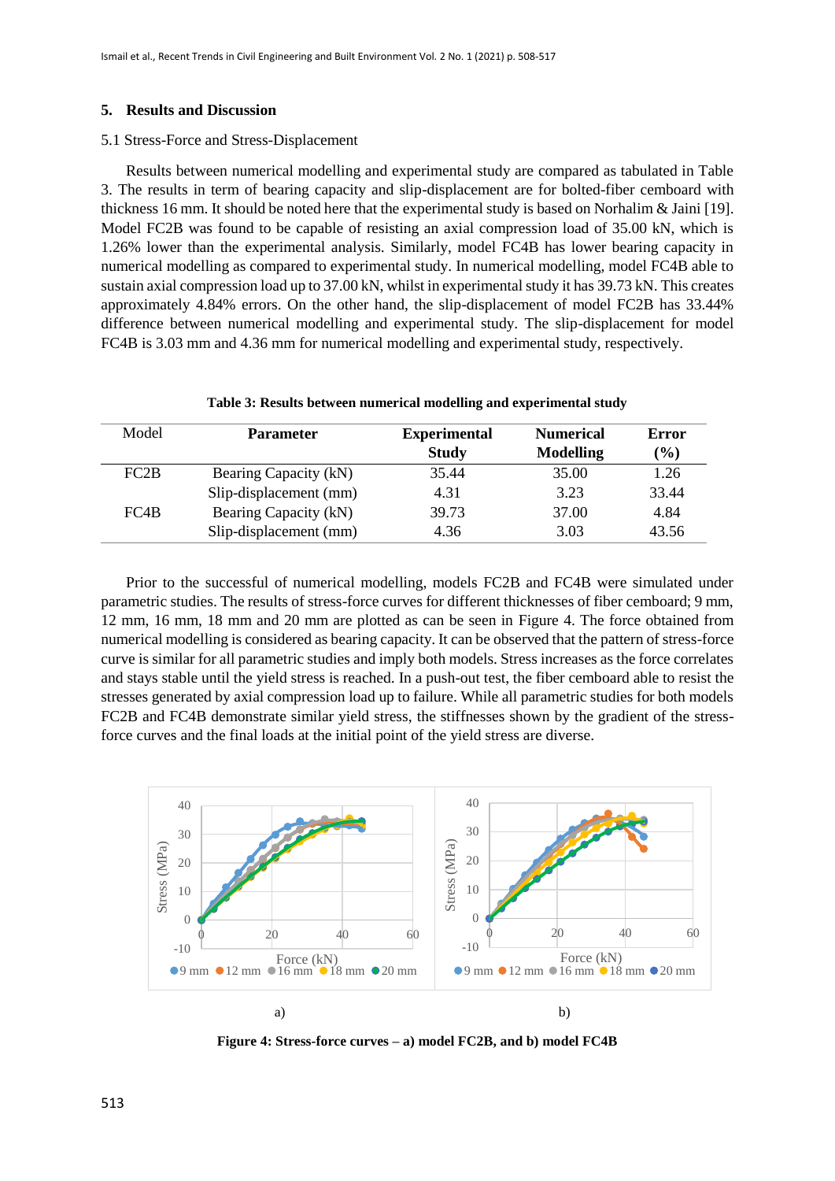## 5. Results and Discussion

### 5.1 Stress-Force and Stress-Displacement

Results between numerical modelling and experimental study are compared as tabulated in Table 3. The results in term of bearing capacity and slip-displacement are for bolted-fiber cemboard with thickness 16 mm. It should be noted here that the experimental study is based on Norhalim & Jaini [19]. Model FC2B was found to be capable of resisting an axial compression load of 35.00 kN, which is 1.26% lower than the experimental analysis. Similarly, model FC4B has lower bearing capacity in numerical modelling as compared to experimental study. In numerical modelling, model FC4B able to sustain axial compression load up to 37.00 kN, whilst in experimental study it has 39.73 kN. This creates approximately 4.84% errors. On the other hand, the slip-displacement of model FC2B has 33.44% difference between numerical modelling and experimental study. The slip-displacement for model FC4B is 3.03 mm and 4.36 mm for numerical modelling and experimental study, respectively.

**Table 3: Results between numerical modelling and experimental study**

| Model | Parameter | Experimental Study | Numerical Modelling | Error (%) |
|---|---|---|---|---|
| FC2B | Bearing Capacity (kN) | 35.44 | 35.00 | 1.26 |
| | Slip-displacement (mm) | 4.31 | 3.23 | 33.44 |
| FC4B | Bearing Capacity (kN) | 39.73 | 37.00 | 4.84 |
| | Slip-displacement (mm) | 4.36 | 3.03 | 43.56 |

Prior to the successful of numerical modelling, models FC2B and FC4B were simulated under parametric studies. The results of stress-force curves for different thicknesses of fiber cemboard; 9 mm, 12 mm, 16 mm, 18 mm and 20 mm are plotted as can be seen in Figure 4. The force obtained from numerical modelling is considered as bearing capacity. It can be observed that the pattern of stress-force curve is similar for all parametric studies and imply both models. Stress increases as the force correlates and stays stable until the yield stress is reached. In a push-out test, the fiber cemboard able to resist the stresses generated by axial compression load up to failure. While all parametric studies for both models FC2B and FC4B demonstrate similar yield stress, the stiffnesses shown by the gradient of the stress-force curves and the final loads at the initial point of the yield stress are diverse.

a) b)

**Figure 4: Stress-force curves – a) model FC2B, and b) model FC4B**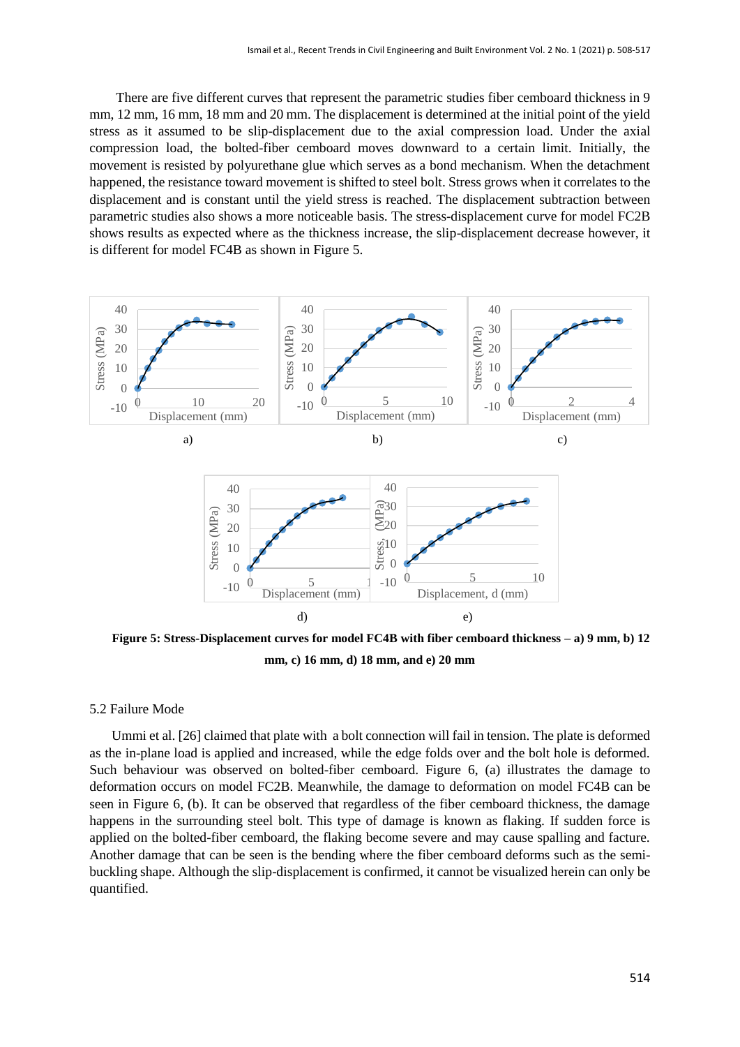There are five different curves that represent the parametric studies fiber cemboard thickness in 9 mm, 12 mm, 16 mm, 18 mm and 20 mm. The displacement is determined at the initial point of the yield stress as it assumed to be slip-displacement due to the axial compression load. Under the axial compression load, the bolted-fiber cemboard moves downward to a certain limit. Initially, the movement is resisted by polyurethane glue which serves as a bond mechanism. When the detachment happened, the resistance toward movement is shifted to steel bolt. Stress grows when it correlates to the displacement and is constant until the yield stress is reached. The displacement subtraction between parametric studies also shows a more noticeable basis. The stress-displacement curve for model FC2B shows results as expected where as the thickness increase, the slip-displacement decrease however, it is different for model FC4B as shown in Figure 5.

**Figure 5: Stress-Displacement curves for model FC4B with fiber cemboard thickness – a) 9 mm, b) 12 mm, c) 16 mm, d) 18 mm, and e) 20 mm**

### 5.2 Failure Mode

Ummi et al. [26] claimed that plate with a bolt connection will fail in tension. The plate is deformed as the in-plane load is applied and increased, while the edge folds over and the bolt hole is deformed. Such behaviour was observed on bolted-fiber cemboard. Figure 6, (a) illustrates the damage to deformation occurs on model FC2B. Meanwhile, the damage to deformation on model FC4B can be seen in Figure 6, (b). It can be observed that regardless of the fiber cemboard thickness, the damage happens in the surrounding steel bolt. This type of damage is known as flaking. If sudden force is applied on the bolted-fiber cemboard, the flaking become severe and may cause spalling and facture. Another damage that can be seen is the bending where the fiber cemboard deforms such as the semi-buckling shape. Although the slip-displacement is confirmed, it cannot be visualized herein can only be quantified.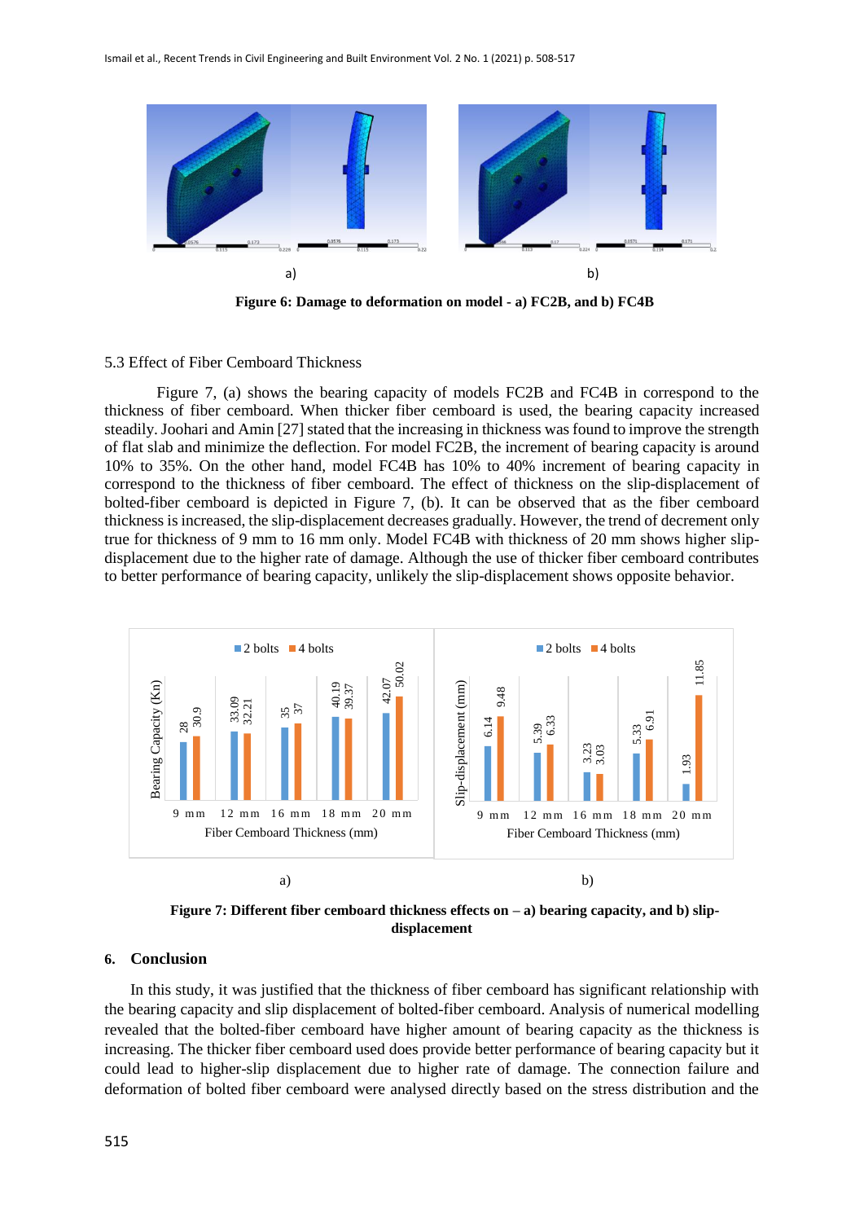a) b)

**Figure 6: Damage to deformation on model - a) FC2B, and b) FC4B**

### 5.3 Effect of Fiber Cemboard Thickness

Figure 7, (a) shows the bearing capacity of models FC2B and FC4B in correspond to the thickness of fiber cemboard. When thicker fiber cemboard is used, the bearing capacity increased steadily. Joohari and Amin [27] stated that the increasing in thickness was found to improve the strength of flat slab and minimize the deflection. For model FC2B, the increment of bearing capacity is around 10% to 35%. On the other hand, model FC4B has 10% to 40% increment of bearing capacity in correspond to the thickness of fiber cemboard. The effect of thickness on the slip-displacement of bolted-fiber cemboard is depicted in Figure 7, (b). It can be observed that as the fiber cemboard thickness is increased, the slip-displacement decreases gradually. However, the trend of decrement only true for thickness of 9 mm to 16 mm only. Model FC4B with thickness of 20 mm shows higher slip-displacement due to the higher rate of damage. Although the use of thicker fiber cemboard contributes to better performance of bearing capacity, unlikely the slip-displacement shows opposite behavior.

| Fiber Cemboard Thickness (mm) | Bearing Capacity (Kn) – 2 bolts | Bearing Capacity (Kn) – 4 bolts | Slip-displacement (mm) – 2 bolts | Slip-displacement (mm) – 4 bolts |
|---|---|---|---|---|
| 9 mm | 28 | 30.9 | 6.14 | 9.48 |
| 12 mm | 33.09 | 32.21 | 5.39 | 6.33 |
| 16 mm | 35 | 37 | 3.23 | 3.03 |
| 18 mm | 40.19 | 39.37 | 5.33 | 6.91 |
| 20 mm | 42.07 | 50.02 | 1.93 | 11.85 |

a) b)

**Figure 7: Different fiber cemboard thickness effects on – a) bearing capacity, and b) slip-displacement**

## 6. Conclusion

In this study, it was justified that the thickness of fiber cemboard has significant relationship with the bearing capacity and slip displacement of bolted-fiber cemboard. Analysis of numerical modelling revealed that the bolted-fiber cemboard have higher amount of bearing capacity as the thickness is increasing. The thicker fiber cemboard used does provide better performance of bearing capacity but it could lead to higher-slip displacement due to higher rate of damage. The connection failure and deformation of bolted fiber cemboard were analysed directly based on the stress distribution and the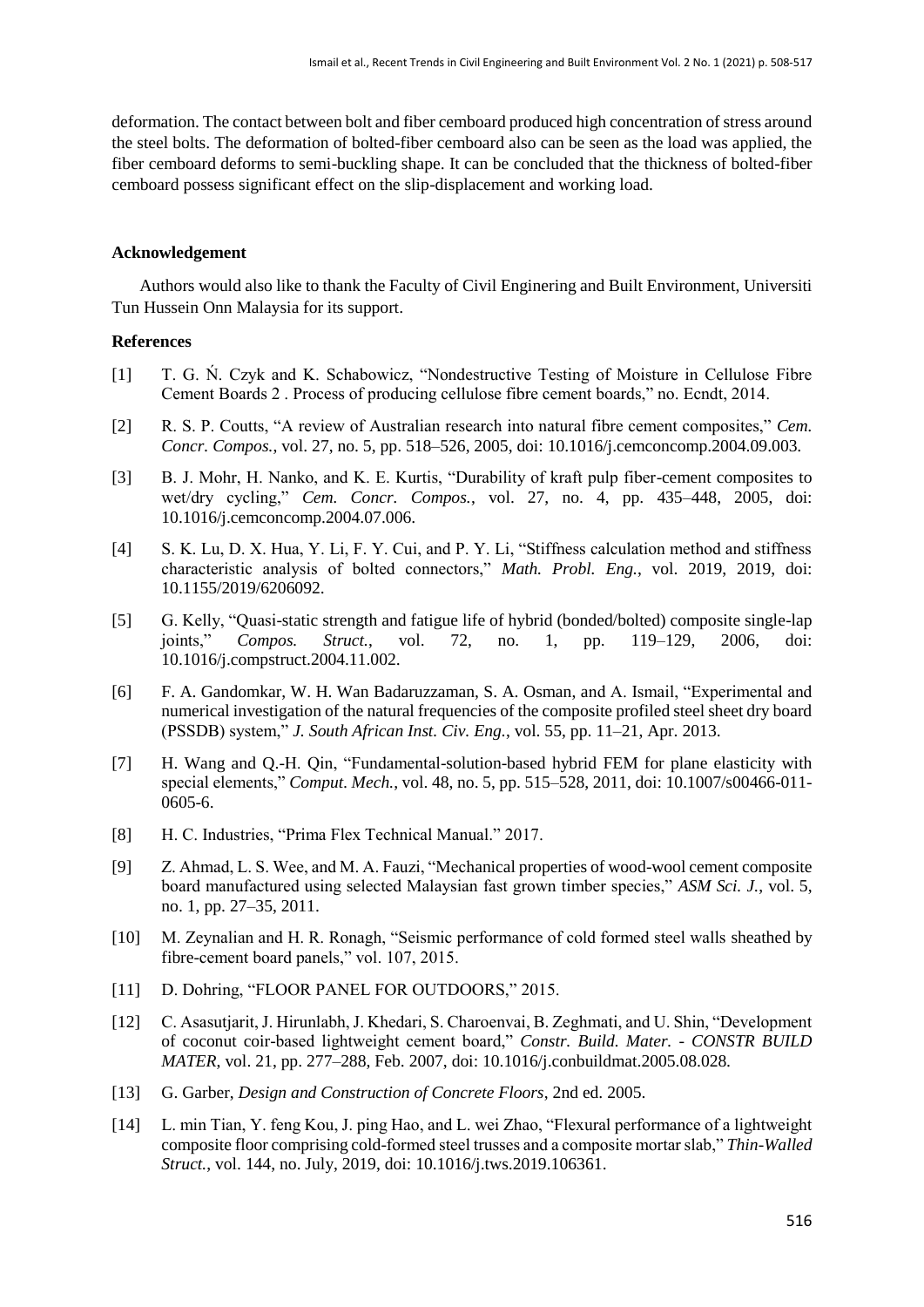deformation. The contact between bolt and fiber cemboard produced high concentration of stress around the steel bolts. The deformation of bolted-fiber cemboard also can be seen as the load was applied, the fiber cemboard deforms to semi-buckling shape. It can be concluded that the thickness of bolted-fiber cemboard possess significant effect on the slip-displacement and working load.

## Acknowledgement

Authors would also like to thank the Faculty of Civil Enginering and Built Environment, Universiti Tun Hussein Onn Malaysia for its support.

## References

[1] T. G. Ń. Czyk and K. Schabowicz, "Nondestructive Testing of Moisture in Cellulose Fibre Cement Boards 2 . Process of producing cellulose fibre cement boards," no. Ecndt, 2014.

[2] R. S. P. Coutts, "A review of Australian research into natural fibre cement composites," *Cem. Concr. Compos.*, vol. 27, no. 5, pp. 518–526, 2005, doi: 10.1016/j.cemconcomp.2004.09.003.

[3] B. J. Mohr, H. Nanko, and K. E. Kurtis, "Durability of kraft pulp fiber-cement composites to wet/dry cycling," *Cem. Concr. Compos.*, vol. 27, no. 4, pp. 435–448, 2005, doi: 10.1016/j.cemconcomp.2004.07.006.

[4] S. K. Lu, D. X. Hua, Y. Li, F. Y. Cui, and P. Y. Li, "Stiffness calculation method and stiffness characteristic analysis of bolted connectors," *Math. Probl. Eng.*, vol. 2019, 2019, doi: 10.1155/2019/6206092.

[5] G. Kelly, "Quasi-static strength and fatigue life of hybrid (bonded/bolted) composite single-lap joints," *Compos. Struct.*, vol. 72, no. 1, pp. 119–129, 2006, doi: 10.1016/j.compstruct.2004.11.002.

[6] F. A. Gandomkar, W. H. Wan Badaruzzaman, S. A. Osman, and A. Ismail, "Experimental and numerical investigation of the natural frequencies of the composite profiled steel sheet dry board (PSSDB) system," *J. South African Inst. Civ. Eng.*, vol. 55, pp. 11–21, Apr. 2013.

[7] H. Wang and Q.-H. Qin, "Fundamental-solution-based hybrid FEM for plane elasticity with special elements," *Comput. Mech.*, vol. 48, no. 5, pp. 515–528, 2011, doi: 10.1007/s00466-011-0605-6.

[8] H. C. Industries, "Prima Flex Technical Manual." 2017.

[9] Z. Ahmad, L. S. Wee, and M. A. Fauzi, "Mechanical properties of wood-wool cement composite board manufactured using selected Malaysian fast grown timber species," *ASM Sci. J.*, vol. 5, no. 1, pp. 27–35, 2011.

[10] M. Zeynalian and H. R. Ronagh, "Seismic performance of cold formed steel walls sheathed by fibre-cement board panels," vol. 107, 2015.

[11] D. Dohring, "FLOOR PANEL FOR OUTDOORS," 2015.

[12] C. Asasutjarit, J. Hirunlabh, J. Khedari, S. Charoenvai, B. Zeghmati, and U. Shin, "Development of coconut coir-based lightweight cement board," *Constr. Build. Mater. - CONSTR BUILD MATER*, vol. 21, pp. 277–288, Feb. 2007, doi: 10.1016/j.conbuildmat.2005.08.028.

[13] G. Garber, *Design and Construction of Concrete Floors*, 2nd ed. 2005.

[14] L. min Tian, Y. feng Kou, J. ping Hao, and L. wei Zhao, "Flexural performance of a lightweight composite floor comprising cold-formed steel trusses and a composite mortar slab," *Thin-Walled Struct.*, vol. 144, no. July, 2019, doi: 10.1016/j.tws.2019.106361.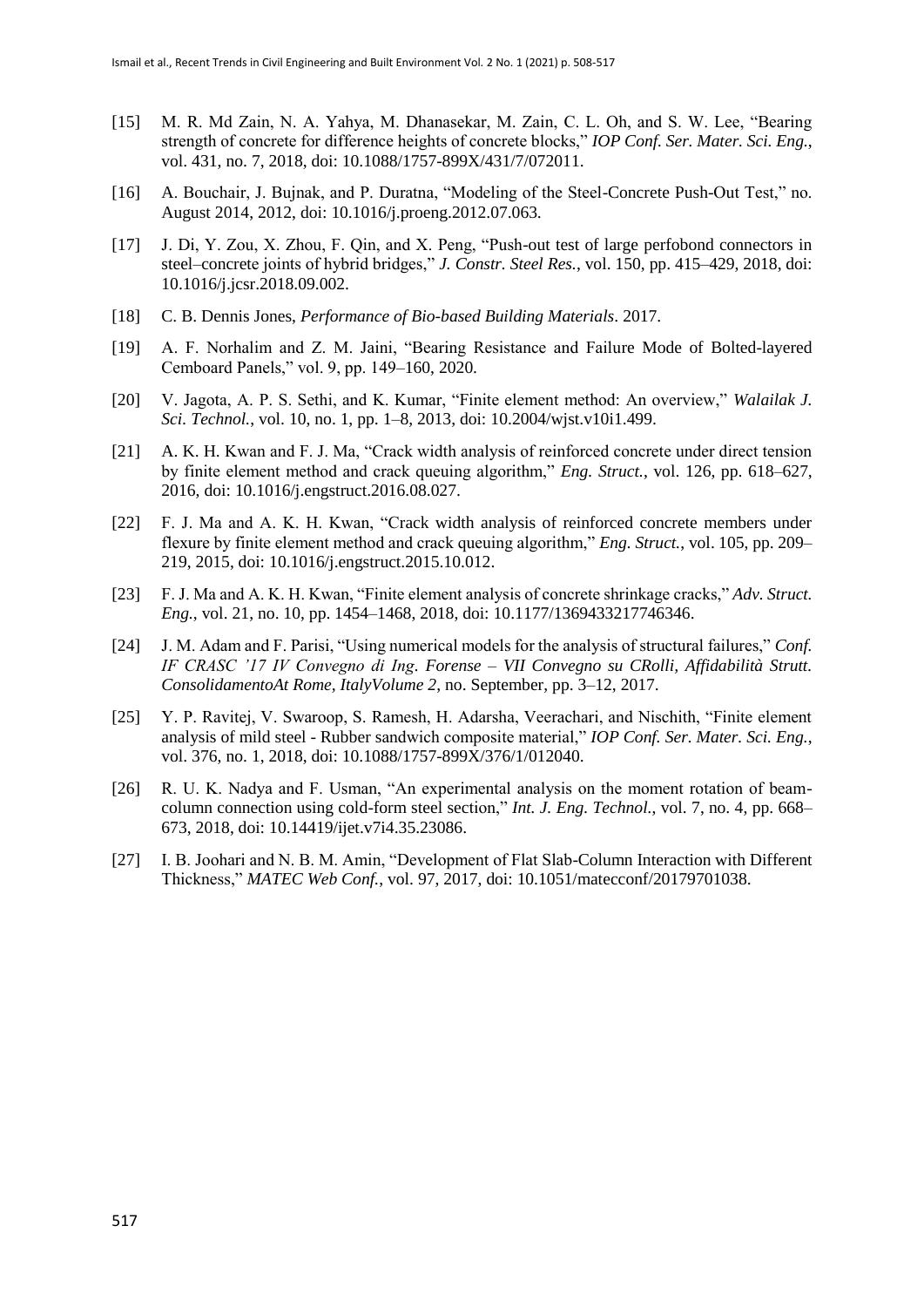[15] M. R. Md Zain, N. A. Yahya, M. Dhanasekar, M. Zain, C. L. Oh, and S. W. Lee, "Bearing strength of concrete for difference heights of concrete blocks," *IOP Conf. Ser. Mater. Sci. Eng.*, vol. 431, no. 7, 2018, doi: 10.1088/1757-899X/431/7/072011.

[16] A. Bouchair, J. Bujnak, and P. Duratna, "Modeling of the Steel-Concrete Push-Out Test," no. August 2014, 2012, doi: 10.1016/j.proeng.2012.07.063.

[17] J. Di, Y. Zou, X. Zhou, F. Qin, and X. Peng, "Push-out test of large perfobond connectors in steel–concrete joints of hybrid bridges," *J. Constr. Steel Res.*, vol. 150, pp. 415–429, 2018, doi: 10.1016/j.jcsr.2018.09.002.

[18] C. B. Dennis Jones, *Performance of Bio-based Building Materials*. 2017.

[19] A. F. Norhalim and Z. M. Jaini, "Bearing Resistance and Failure Mode of Bolted-layered Cemboard Panels," vol. 9, pp. 149–160, 2020.

[20] V. Jagota, A. P. S. Sethi, and K. Kumar, "Finite element method: An overview," *Walailak J. Sci. Technol.*, vol. 10, no. 1, pp. 1–8, 2013, doi: 10.2004/wjst.v10i1.499.

[21] A. K. H. Kwan and F. J. Ma, "Crack width analysis of reinforced concrete under direct tension by finite element method and crack queuing algorithm," *Eng. Struct.*, vol. 126, pp. 618–627, 2016, doi: 10.1016/j.engstruct.2016.08.027.

[22] F. J. Ma and A. K. H. Kwan, "Crack width analysis of reinforced concrete members under flexure by finite element method and crack queuing algorithm," *Eng. Struct.*, vol. 105, pp. 209–219, 2015, doi: 10.1016/j.engstruct.2015.10.012.

[23] F. J. Ma and A. K. H. Kwan, "Finite element analysis of concrete shrinkage cracks," *Adv. Struct. Eng.*, vol. 21, no. 10, pp. 1454–1468, 2018, doi: 10.1177/1369433217746346.

[24] J. M. Adam and F. Parisi, "Using numerical models for the analysis of structural failures," *Conf. IF CRASC '17 IV Convegno di Ing. Forense – VII Convegno su CRolli, Affidabilità Strutt. ConsolidamentoAt Rome, ItalyVolume 2*, no. September, pp. 3–12, 2017.

[25] Y. P. Ravitej, V. Swaroop, S. Ramesh, H. Adarsha, Veerachari, and Nischith, "Finite element analysis of mild steel - Rubber sandwich composite material," *IOP Conf. Ser. Mater. Sci. Eng.*, vol. 376, no. 1, 2018, doi: 10.1088/1757-899X/376/1/012040.

[26] R. U. K. Nadya and F. Usman, "An experimental analysis on the moment rotation of beam-column connection using cold-form steel section," *Int. J. Eng. Technol.*, vol. 7, no. 4, pp. 668–673, 2018, doi: 10.14419/ijet.v7i4.35.23086.

[27] I. B. Joohari and N. B. M. Amin, "Development of Flat Slab-Column Interaction with Different Thickness," *MATEC Web Conf.*, vol. 97, 2017, doi: 10.1051/matecconf/20179701038.